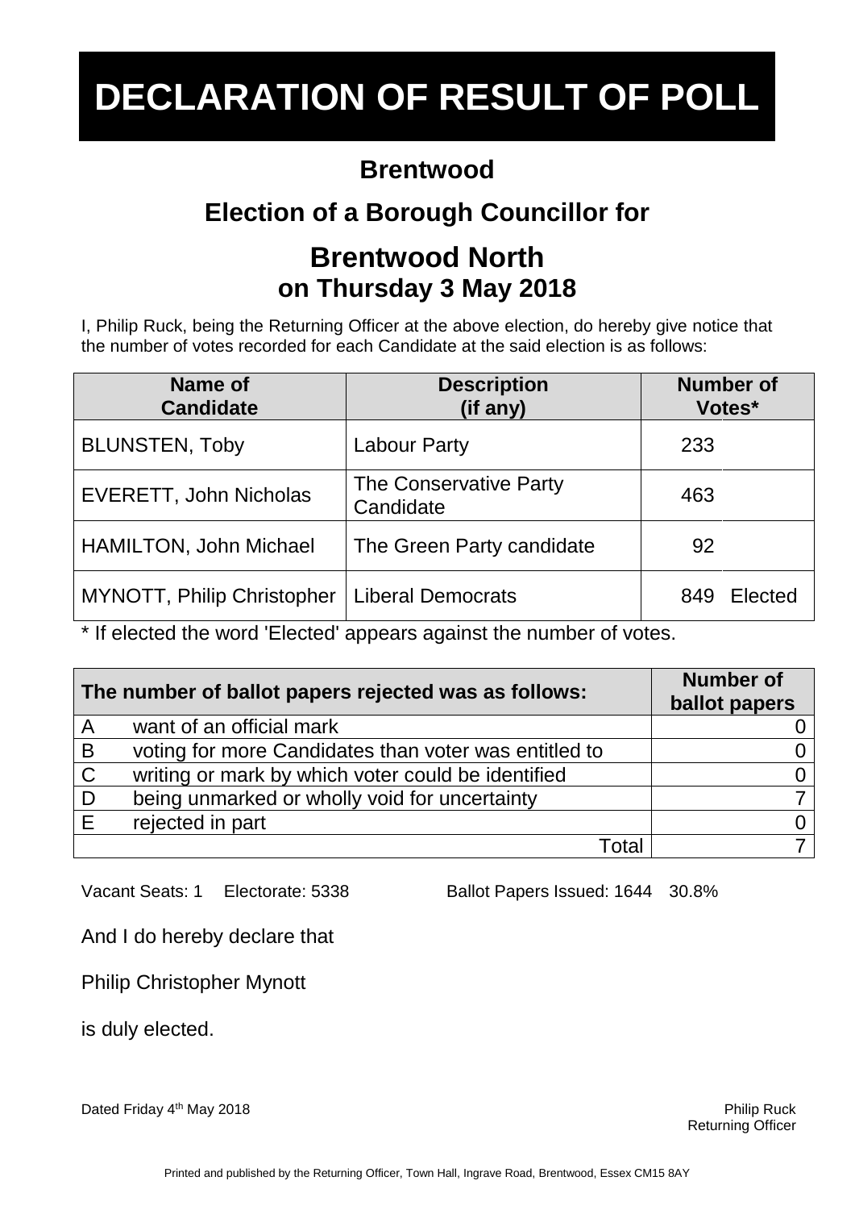# DECLARATION OF RESULT OF POLL

## Brentwood

## Election of a Borough Councillor for

## Brentwood North
**on Thursday 3 May 2018**

I, Philip Ruck, being the Returning Officer at the above election, do hereby give notice that the number of votes recorded for each Candidate at the said election is as follows:

| Name of Candidate | Description (if any) | Number of Votes* | |
|---|---|---|---|
| BLUNSTEN, Toby | Labour Party | 233 | |
| EVERETT, John Nicholas | The Conservative Party Candidate | 463 | |
| HAMILTON, John Michael | The Green Party candidate | 92 | |
| MYNOTT, Philip Christopher | Liberal Democrats | 849 | Elected |

* If elected the word 'Elected' appears against the number of votes.

| | The number of ballot papers rejected was as follows: | Number of ballot papers |
|---|---|---|
| A | want of an official mark | 0 |
| B | voting for more Candidates than voter was entitled to | 0 |
| C | writing or mark by which voter could be identified | 0 |
| D | being unmarked or wholly void for uncertainty | 7 |
| E | rejected in part | 0 |
| | Total | 7 |

Vacant Seats: 1 Electorate: 5338 Ballot Papers Issued: 1644 30.8%

And I do hereby declare that

Philip Christopher Mynott

is duly elected.

Dated Friday 4th May 2018

Philip Ruck
Returning Officer

Printed and published by the Returning Officer, Town Hall, Ingrave Road, Brentwood, Essex CM15 8AY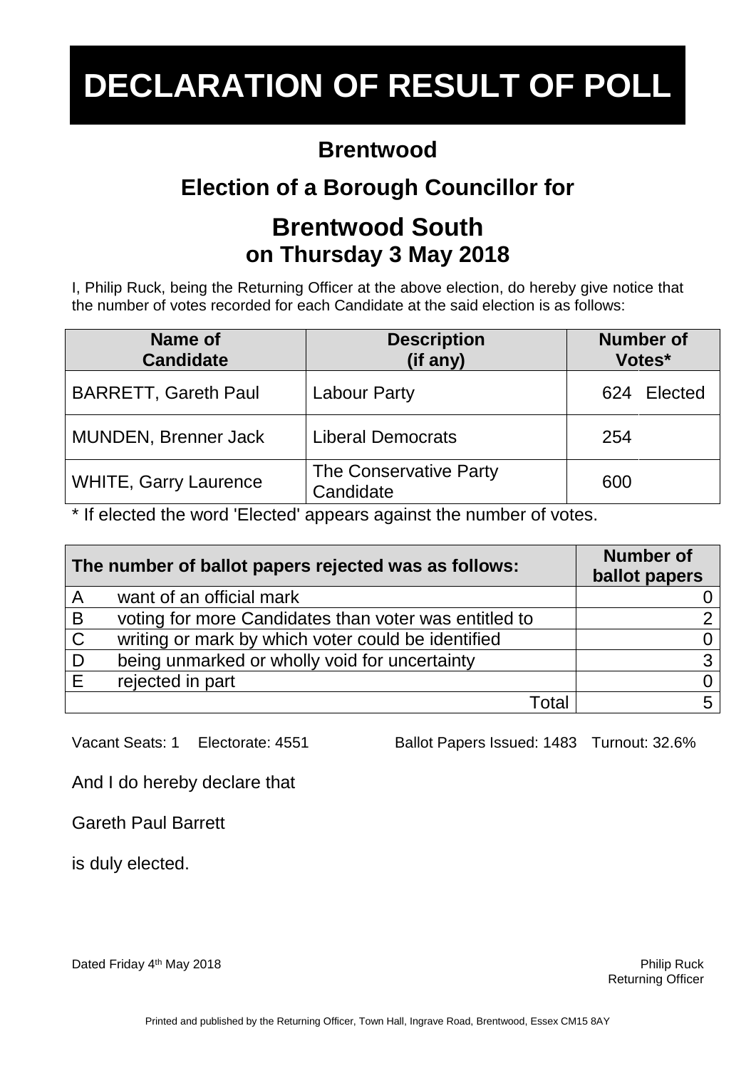# DECLARATION OF RESULT OF POLL

## Brentwood

## Election of a Borough Councillor for

## Brentwood South
### on Thursday 3 May 2018

I, Philip Ruck, being the Returning Officer at the above election, do hereby give notice that the number of votes recorded for each Candidate at the said election is as follows:

| Name of Candidate | Description (if any) | Number of Votes* | |
|---|---|---|---|
| BARRETT, Gareth Paul | Labour Party | 624 | Elected |
| MUNDEN, Brenner Jack | Liberal Democrats | 254 | |
| WHITE, Garry Laurence | The Conservative Party Candidate | 600 | |

* If elected the word 'Elected' appears against the number of votes.

| The number of ballot papers rejected was as follows: | | Number of ballot papers |
|---|---|---|
| A | want of an official mark | 0 |
| B | voting for more Candidates than voter was entitled to | 2 |
| C | writing or mark by which voter could be identified | 0 |
| D | being unmarked or wholly void for uncertainty | 3 |
| E | rejected in part | 0 |
| | Total | 5 |

Vacant Seats: 1 Electorate: 4551 Ballot Papers Issued: 1483 Turnout: 32.6%

And I do hereby declare that

Gareth Paul Barrett

is duly elected.

Dated Friday 4th May 2018

Philip Ruck
Returning Officer

Printed and published by the Returning Officer, Town Hall, Ingrave Road, Brentwood, Essex CM15 8AY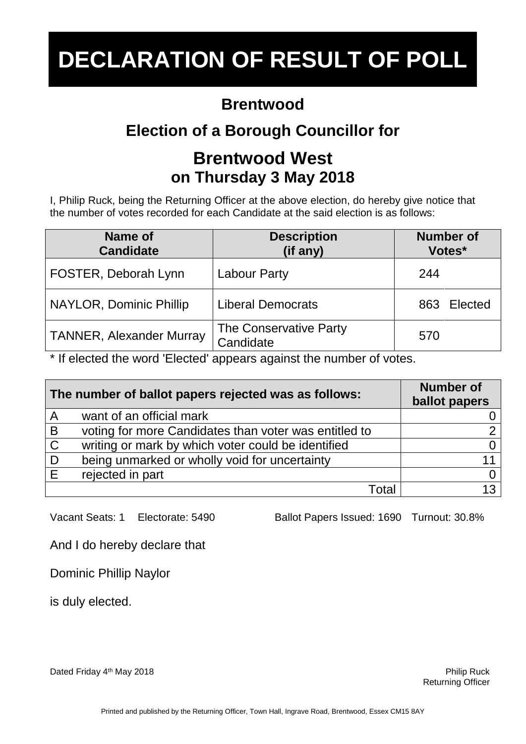# DECLARATION OF RESULT OF POLL

## Brentwood

## Election of a Borough Councillor for

## Brentwood West
### on Thursday 3 May 2018

I, Philip Ruck, being the Returning Officer at the above election, do hereby give notice that the number of votes recorded for each Candidate at the said election is as follows:

| Name of Candidate | Description (if any) | Number of Votes* | |
|---|---|---|---|
| FOSTER, Deborah Lynn | Labour Party | 244 | |
| NAYLOR, Dominic Phillip | Liberal Democrats | 863 | Elected |
| TANNER, Alexander Murray | The Conservative Party Candidate | 570 | |

* If elected the word 'Elected' appears against the number of votes.

| The number of ballot papers rejected was as follows: | | Number of ballot papers |
|---|---|---|
| A | want of an official mark | 0 |
| B | voting for more Candidates than voter was entitled to | 2 |
| C | writing or mark by which voter could be identified | 0 |
| D | being unmarked or wholly void for uncertainty | 11 |
| E | rejected in part | 0 |
| | Total | 13 |

Vacant Seats: 1 Electorate: 5490 Ballot Papers Issued: 1690 Turnout: 30.8%

And I do hereby declare that

Dominic Phillip Naylor

is duly elected.

Dated Friday 4th May 2018

Philip Ruck
Returning Officer

Printed and published by the Returning Officer, Town Hall, Ingrave Road, Brentwood, Essex CM15 8AY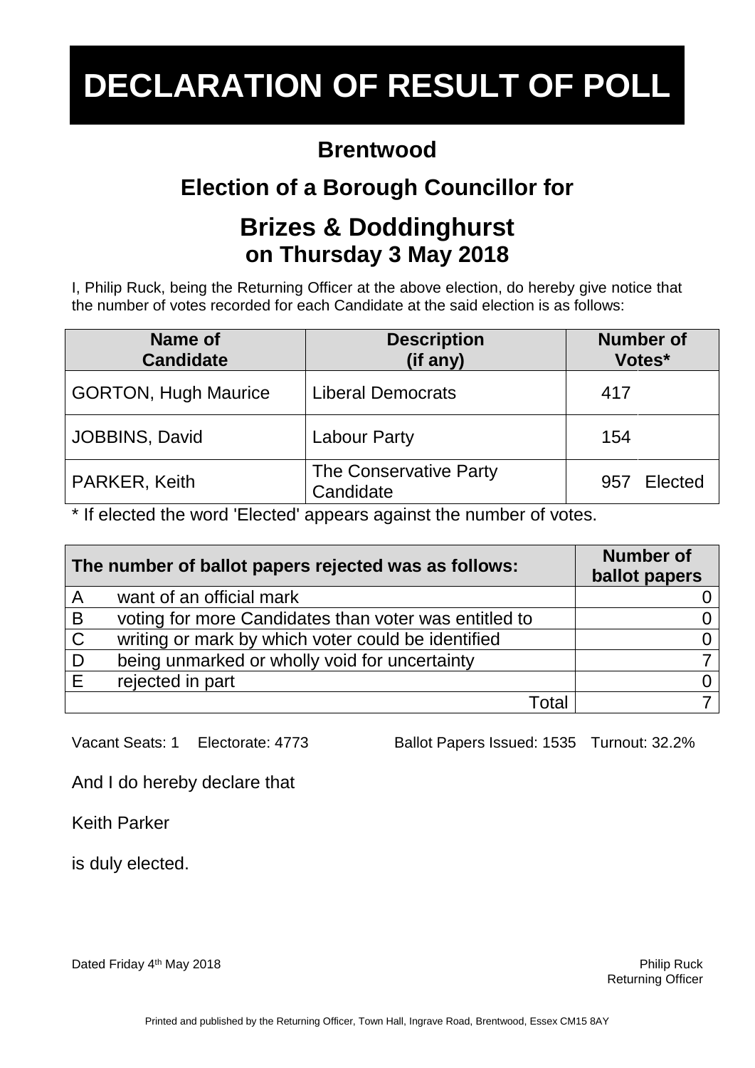# DECLARATION OF RESULT OF POLL

## Brentwood

## Election of a Borough Councillor for

## Brizes & Doddinghurst

### on Thursday 3 May 2018

I, Philip Ruck, being the Returning Officer at the above election, do hereby give notice that the number of votes recorded for each Candidate at the said election is as follows:

| Name of Candidate | Description (if any) | Number of Votes* | |
|---|---|---|---|
| GORTON, Hugh Maurice | Liberal Democrats | 417 | |
| JOBBINS, David | Labour Party | 154 | |
| PARKER, Keith | The Conservative Party Candidate | 957 | Elected |

* If elected the word 'Elected' appears against the number of votes.

| The number of ballot papers rejected was as follows: | | Number of ballot papers |
|---|---|---|
| A | want of an official mark | 0 |
| B | voting for more Candidates than voter was entitled to | 0 |
| C | writing or mark by which voter could be identified | 0 |
| D | being unmarked or wholly void for uncertainty | 7 |
| E | rejected in part | 0 |
| | Total | 7 |

Vacant Seats: 1 Electorate: 4773 Ballot Papers Issued: 1535 Turnout: 32.2%

And I do hereby declare that

Keith Parker

is duly elected.

Dated Friday 4th May 2018

Philip Ruck
Returning Officer

Printed and published by the Returning Officer, Town Hall, Ingrave Road, Brentwood, Essex CM15 8AY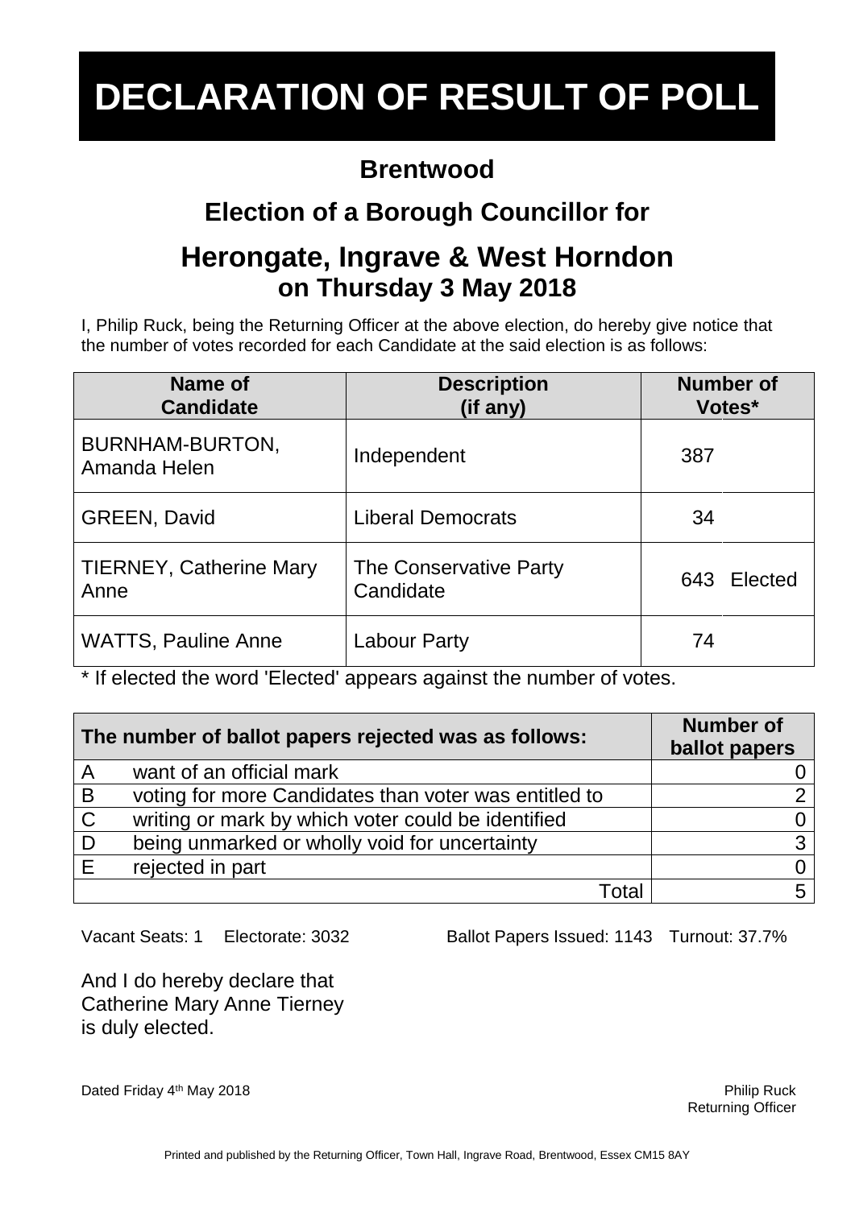# DECLARATION OF RESULT OF POLL

## Brentwood

## Election of a Borough Councillor for

## Herongate, Ingrave & West Horndon
**on Thursday 3 May 2018**

I, Philip Ruck, being the Returning Officer at the above election, do hereby give notice that the number of votes recorded for each Candidate at the said election is as follows:

| Name of Candidate | Description (if any) | Number of Votes* | |
|---|---|---|---|
| BURNHAM-BURTON, Amanda Helen | Independent | 387 | |
| GREEN, David | Liberal Democrats | 34 | |
| TIERNEY, Catherine Mary Anne | The Conservative Party Candidate | 643 | Elected |
| WATTS, Pauline Anne | Labour Party | 74 | |

* If elected the word 'Elected' appears against the number of votes.

| The number of ballot papers rejected was as follows: | | Number of ballot papers |
|---|---|---|
| A | want of an official mark | 0 |
| B | voting for more Candidates than voter was entitled to | 2 |
| C | writing or mark by which voter could be identified | 0 |
| D | being unmarked or wholly void for uncertainty | 3 |
| E | rejected in part | 0 |
| | Total | 5 |

Vacant Seats: 1 Electorate: 3032 Ballot Papers Issued: 1143 Turnout: 37.7%

And I do hereby declare that Catherine Mary Anne Tierney is duly elected.

Dated Friday 4th May 2018

Philip Ruck
Returning Officer

Printed and published by the Returning Officer, Town Hall, Ingrave Road, Brentwood, Essex CM15 8AY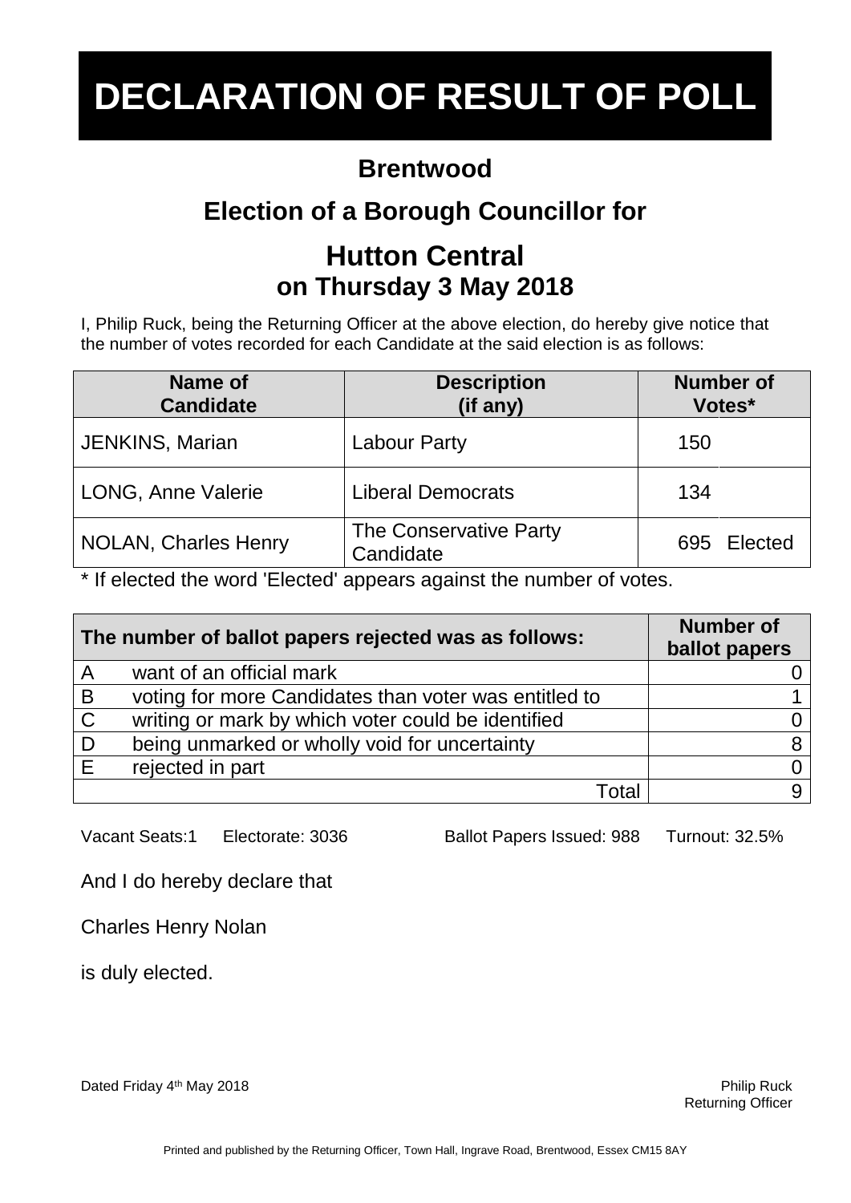# DECLARATION OF RESULT OF POLL

## Brentwood

## Election of a Borough Councillor for

## Hutton Central
### on Thursday 3 May 2018

I, Philip Ruck, being the Returning Officer at the above election, do hereby give notice that the number of votes recorded for each Candidate at the said election is as follows:

| Name of Candidate | Description (if any) | Number of Votes* | |
|---|---|---|---|
| JENKINS, Marian | Labour Party | 150 | |
| LONG, Anne Valerie | Liberal Democrats | 134 | |
| NOLAN, Charles Henry | The Conservative Party Candidate | 695 | Elected |

* If elected the word 'Elected' appears against the number of votes.

| The number of ballot papers rejected was as follows: | | Number of ballot papers |
|---|---|---|
| A | want of an official mark | 0 |
| B | voting for more Candidates than voter was entitled to | 1 |
| C | writing or mark by which voter could be identified | 0 |
| D | being unmarked or wholly void for uncertainty | 8 |
| E | rejected in part | 0 |
| | Total | 9 |

Vacant Seats:1 Electorate: 3036 Ballot Papers Issued: 988 Turnout: 32.5%

And I do hereby declare that

Charles Henry Nolan

is duly elected.

Dated Friday 4th May 2018

Philip Ruck
Returning Officer

Printed and published by the Returning Officer, Town Hall, Ingrave Road, Brentwood, Essex CM15 8AY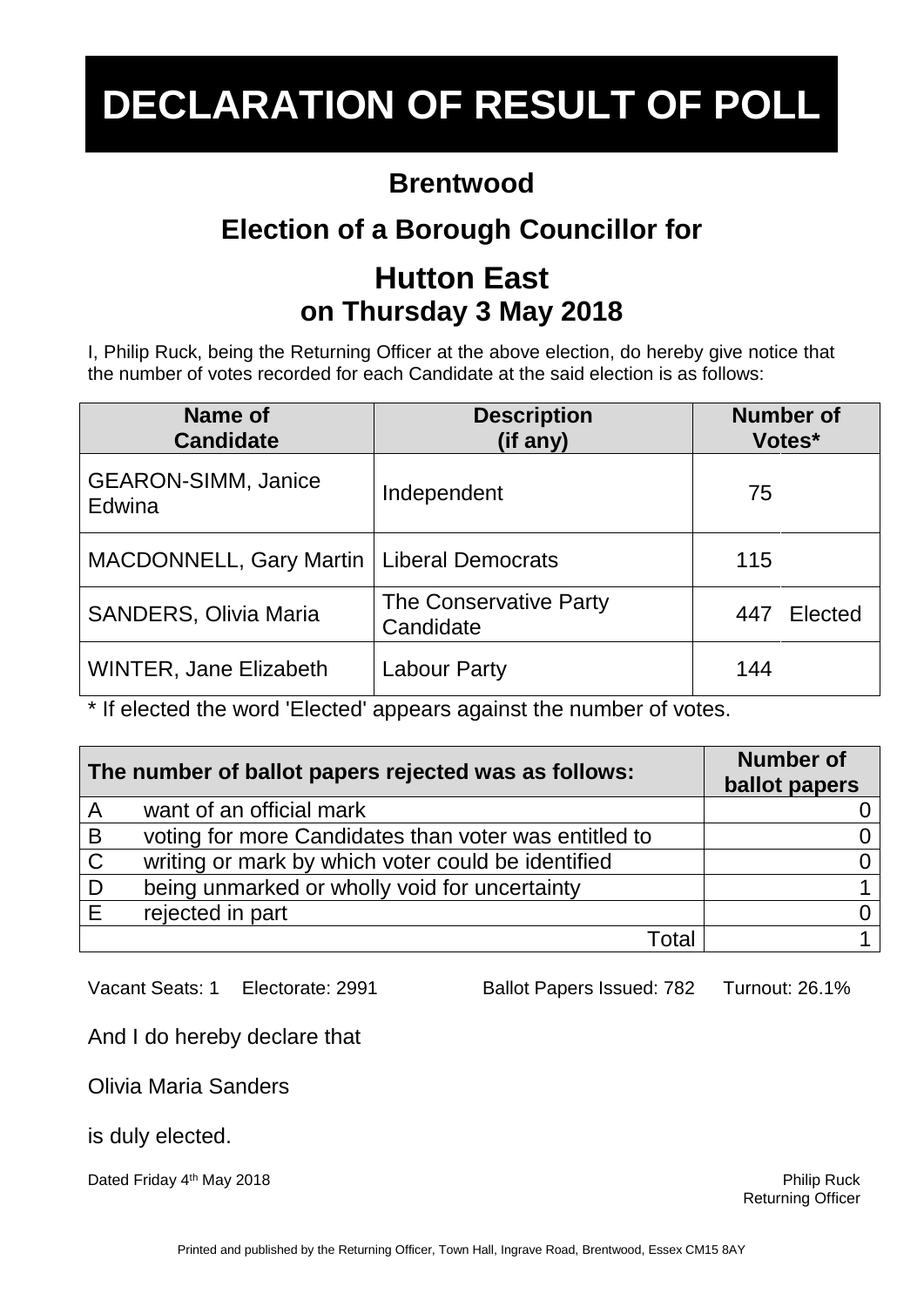# DECLARATION OF RESULT OF POLL

## Brentwood

## Election of a Borough Councillor for

## Hutton East
### on Thursday 3 May 2018

I, Philip Ruck, being the Returning Officer at the above election, do hereby give notice that the number of votes recorded for each Candidate at the said election is as follows:

| Name of Candidate | Description (if any) | Number of Votes* | |
|---|---|---|---|
| GEARON-SIMM, Janice Edwina | Independent | 75 | |
| MACDONNELL, Gary Martin | Liberal Democrats | 115 | |
| SANDERS, Olivia Maria | The Conservative Party Candidate | 447 | Elected |
| WINTER, Jane Elizabeth | Labour Party | 144 | |

* If elected the word 'Elected' appears against the number of votes.

| The number of ballot papers rejected was as follows: | | Number of ballot papers |
|---|---|---|
| A | want of an official mark | 0 |
| B | voting for more Candidates than voter was entitled to | 0 |
| C | writing or mark by which voter could be identified | 0 |
| D | being unmarked or wholly void for uncertainty | 1 |
| E | rejected in part | 0 |
| | Total | 1 |

Vacant Seats: 1 Electorate: 2991 Ballot Papers Issued: 782 Turnout: 26.1%

And I do hereby declare that

Olivia Maria Sanders

is duly elected.

Dated Friday 4th May 2018

Philip Ruck
Returning Officer

Printed and published by the Returning Officer, Town Hall, Ingrave Road, Brentwood, Essex CM15 8AY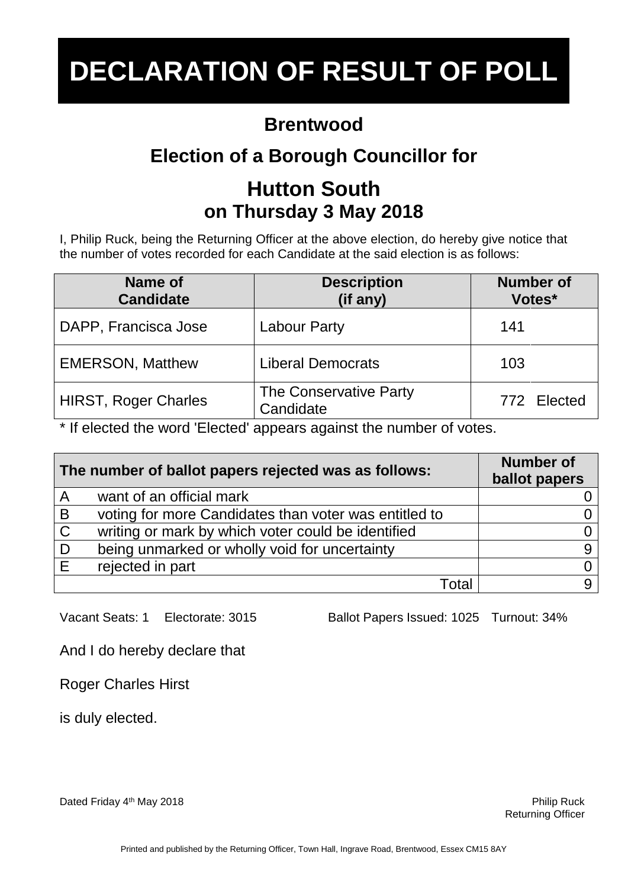# DECLARATION OF RESULT OF POLL

## Brentwood

## Election of a Borough Councillor for

## Hutton South
### on Thursday 3 May 2018

I, Philip Ruck, being the Returning Officer at the above election, do hereby give notice that the number of votes recorded for each Candidate at the said election is as follows:

| Name of Candidate | Description (if any) | Number of Votes* | |
|---|---|---|---|
| DAPP, Francisca Jose | Labour Party | 141 | |
| EMERSON, Matthew | Liberal Democrats | 103 | |
| HIRST, Roger Charles | The Conservative Party Candidate | 772 | Elected |

* If elected the word 'Elected' appears against the number of votes.

| The number of ballot papers rejected was as follows: | | Number of ballot papers |
|---|---|---|
| A | want of an official mark | 0 |
| B | voting for more Candidates than voter was entitled to | 0 |
| C | writing or mark by which voter could be identified | 0 |
| D | being unmarked or wholly void for uncertainty | 9 |
| E | rejected in part | 0 |
| | Total | 9 |

Vacant Seats: 1    Electorate: 3015    Ballot Papers Issued: 1025    Turnout: 34%

And I do hereby declare that

Roger Charles Hirst

is duly elected.

Dated Friday 4th May 2018

Philip Ruck
Returning Officer

Printed and published by the Returning Officer, Town Hall, Ingrave Road, Brentwood, Essex CM15 8AY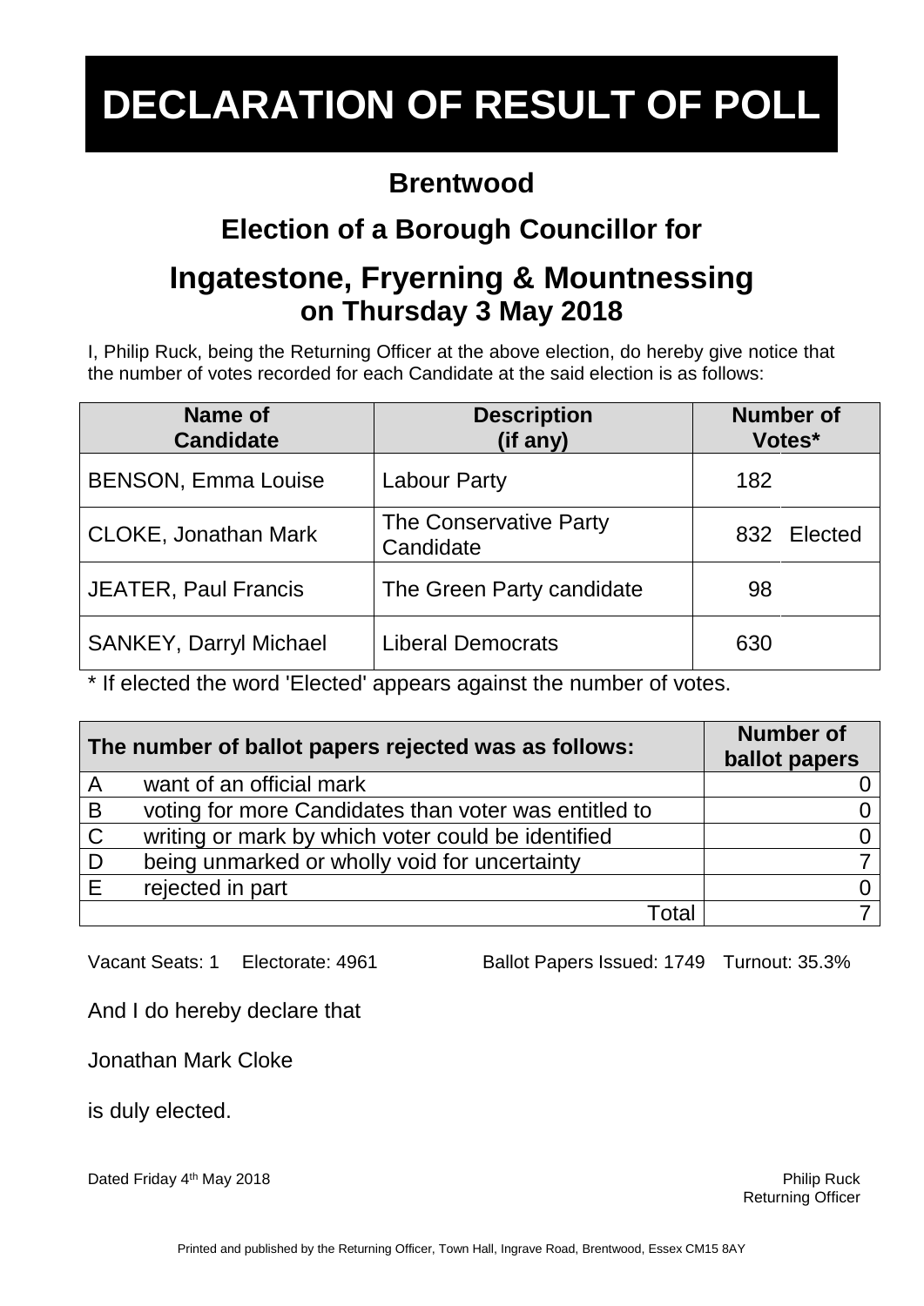# DECLARATION OF RESULT OF POLL

## Brentwood

## Election of a Borough Councillor for

## Ingatestone, Fryerning & Mountnessing

### on Thursday 3 May 2018

I, Philip Ruck, being the Returning Officer at the above election, do hereby give notice that the number of votes recorded for each Candidate at the said election is as follows:

| Name of Candidate | Description (if any) | Number of Votes* | |
|---|---|---|---|
| BENSON, Emma Louise | Labour Party | 182 | |
| CLOKE, Jonathan Mark | The Conservative Party Candidate | 832 | Elected |
| JEATER, Paul Francis | The Green Party candidate | 98 | |
| SANKEY, Darryl Michael | Liberal Democrats | 630 | |

* If elected the word 'Elected' appears against the number of votes.

| The number of ballot papers rejected was as follows: | | Number of ballot papers |
|---|---|---|
| A | want of an official mark | 0 |
| B | voting for more Candidates than voter was entitled to | 0 |
| C | writing or mark by which voter could be identified | 0 |
| D | being unmarked or wholly void for uncertainty | 7 |
| E | rejected in part | 0 |
| | Total | 7 |

Vacant Seats: 1 Electorate: 4961 Ballot Papers Issued: 1749 Turnout: 35.3%

And I do hereby declare that

Jonathan Mark Cloke

is duly elected.

Dated Friday 4th May 2018

Philip Ruck
Returning Officer

Printed and published by the Returning Officer, Town Hall, Ingrave Road, Brentwood, Essex CM15 8AY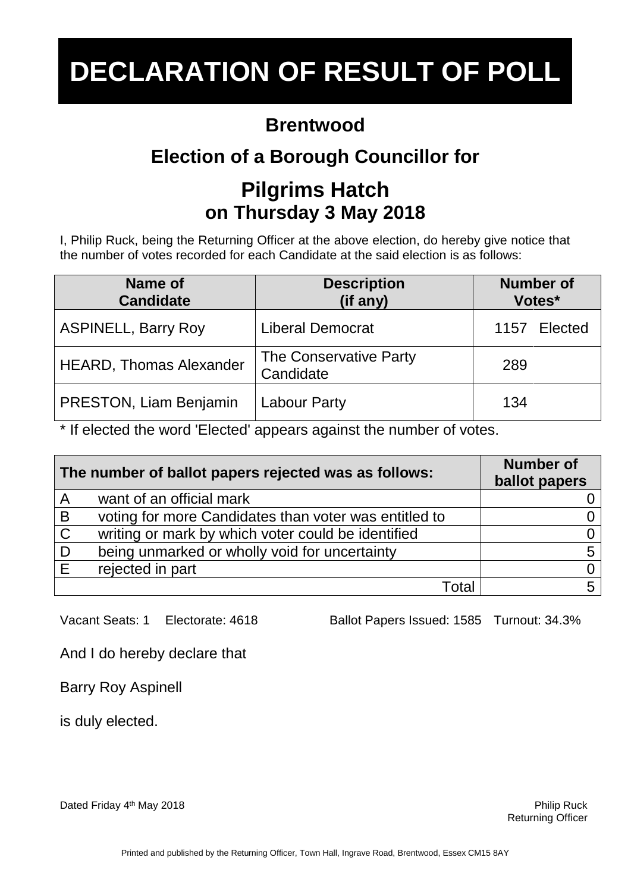# DECLARATION OF RESULT OF POLL

## Brentwood

## Election of a Borough Councillor for

## Pilgrims Hatch
### on Thursday 3 May 2018

I, Philip Ruck, being the Returning Officer at the above election, do hereby give notice that the number of votes recorded for each Candidate at the said election is as follows:

| Name of Candidate | Description (if any) | Number of Votes* | |
|---|---|---|---|
| ASPINELL, Barry Roy | Liberal Democrat | 1157 | Elected |
| HEARD, Thomas Alexander | The Conservative Party Candidate | 289 | |
| PRESTON, Liam Benjamin | Labour Party | 134 | |

* If elected the word 'Elected' appears against the number of votes.

| The number of ballot papers rejected was as follows: | | Number of ballot papers |
|---|---|---|
| A | want of an official mark | 0 |
| B | voting for more Candidates than voter was entitled to | 0 |
| C | writing or mark by which voter could be identified | 0 |
| D | being unmarked or wholly void for uncertainty | 5 |
| E | rejected in part | 0 |
| | Total | 5 |

Vacant Seats: 1 Electorate: 4618 Ballot Papers Issued: 1585 Turnout: 34.3%

And I do hereby declare that

Barry Roy Aspinell

is duly elected.

Dated Friday 4th May 2018

Philip Ruck
Returning Officer

Printed and published by the Returning Officer, Town Hall, Ingrave Road, Brentwood, Essex CM15 8AY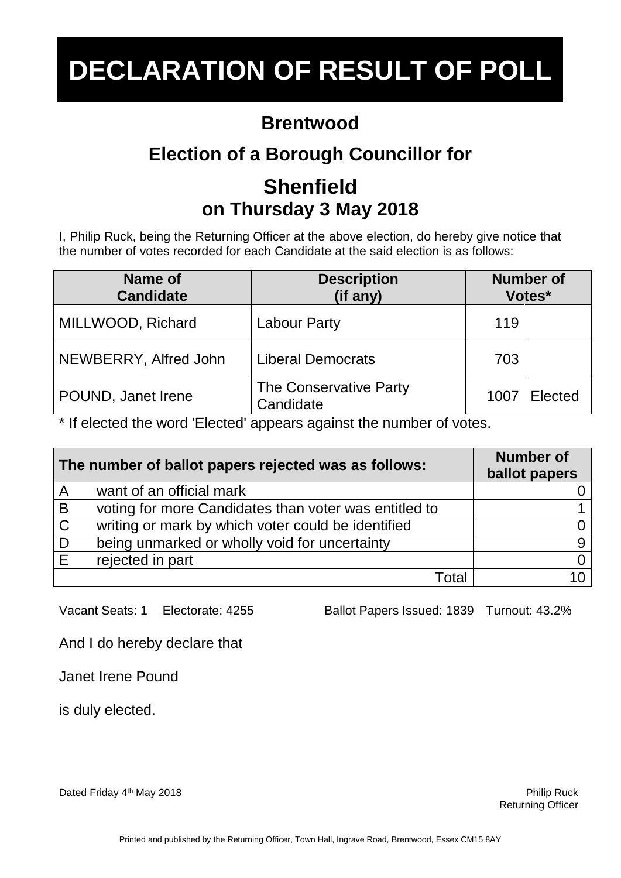# DECLARATION OF RESULT OF POLL

## Brentwood

## Election of a Borough Councillor for

## Shenfield

### on Thursday 3 May 2018

I, Philip Ruck, being the Returning Officer at the above election, do hereby give notice that the number of votes recorded for each Candidate at the said election is as follows:

| Name of Candidate | Description (if any) | Number of Votes* | |
|---|---|---|---|
| MILLWOOD, Richard | Labour Party | 119 | |
| NEWBERRY, Alfred John | Liberal Democrats | 703 | |
| POUND, Janet Irene | The Conservative Party Candidate | 1007 | Elected |

* If elected the word 'Elected' appears against the number of votes.

| The number of ballot papers rejected was as follows: | | Number of ballot papers |
|---|---|---|
| A | want of an official mark | 0 |
| B | voting for more Candidates than voter was entitled to | 1 |
| C | writing or mark by which voter could be identified | 0 |
| D | being unmarked or wholly void for uncertainty | 9 |
| E | rejected in part | 0 |
| | Total | 10 |

Vacant Seats: 1 Electorate: 4255 Ballot Papers Issued: 1839 Turnout: 43.2%

And I do hereby declare that

Janet Irene Pound

is duly elected.

Dated Friday 4th May 2018

Philip Ruck
Returning Officer

Printed and published by the Returning Officer, Town Hall, Ingrave Road, Brentwood, Essex CM15 8AY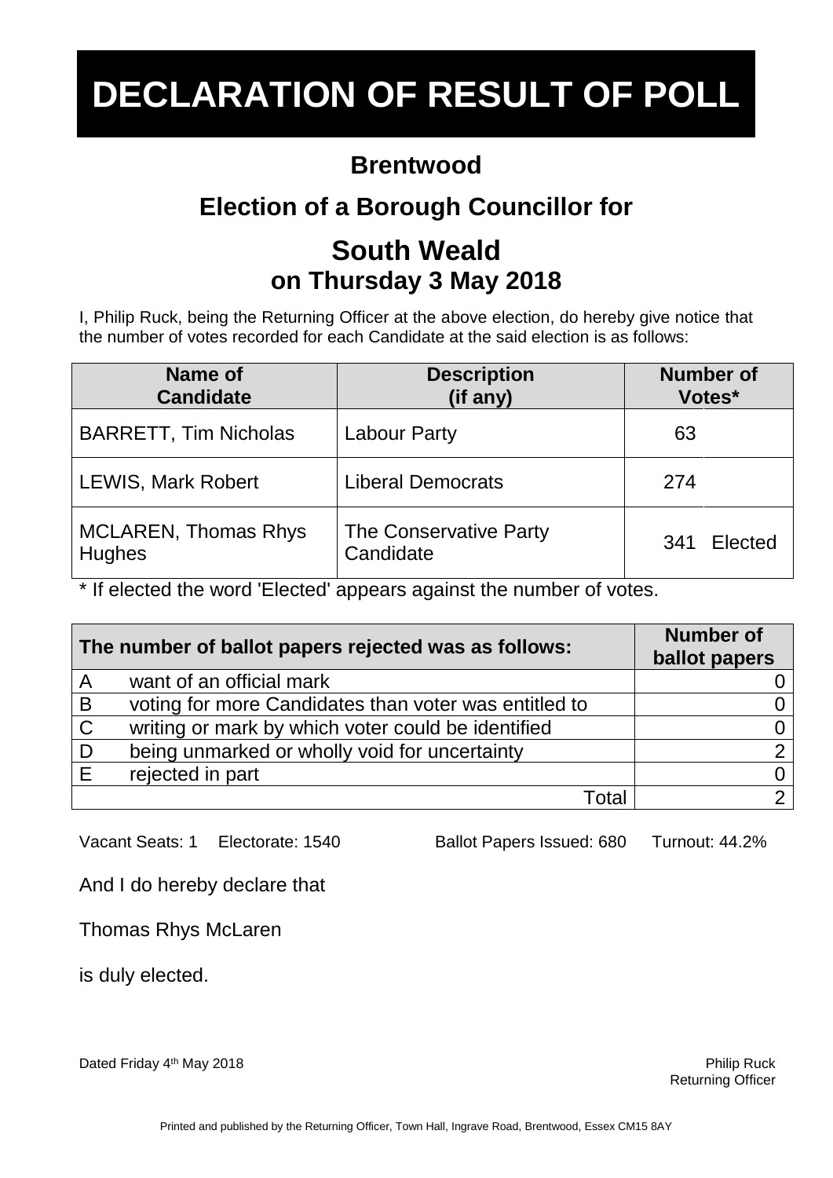# DECLARATION OF RESULT OF POLL

## Brentwood

## Election of a Borough Councillor for

## South Weald

### on Thursday 3 May 2018

I, Philip Ruck, being the Returning Officer at the above election, do hereby give notice that the number of votes recorded for each Candidate at the said election is as follows:

| Name of Candidate | Description (if any) | Number of Votes* | |
|---|---|---|---|
| BARRETT, Tim Nicholas | Labour Party | 63 | |
| LEWIS, Mark Robert | Liberal Democrats | 274 | |
| MCLAREN, Thomas Rhys Hughes | The Conservative Party Candidate | 341 | Elected |

* If elected the word 'Elected' appears against the number of votes.

| The number of ballot papers rejected was as follows: | | Number of ballot papers |
|---|---|---|
| A | want of an official mark | 0 |
| B | voting for more Candidates than voter was entitled to | 0 |
| C | writing or mark by which voter could be identified | 0 |
| D | being unmarked or wholly void for uncertainty | 2 |
| E | rejected in part | 0 |
| | Total | 2 |

Vacant Seats: 1 Electorate: 1540 Ballot Papers Issued: 680 Turnout: 44.2%

And I do hereby declare that

Thomas Rhys McLaren

is duly elected.

Dated Friday 4th May 2018

Philip Ruck
Returning Officer

Printed and published by the Returning Officer, Town Hall, Ingrave Road, Brentwood, Essex CM15 8AY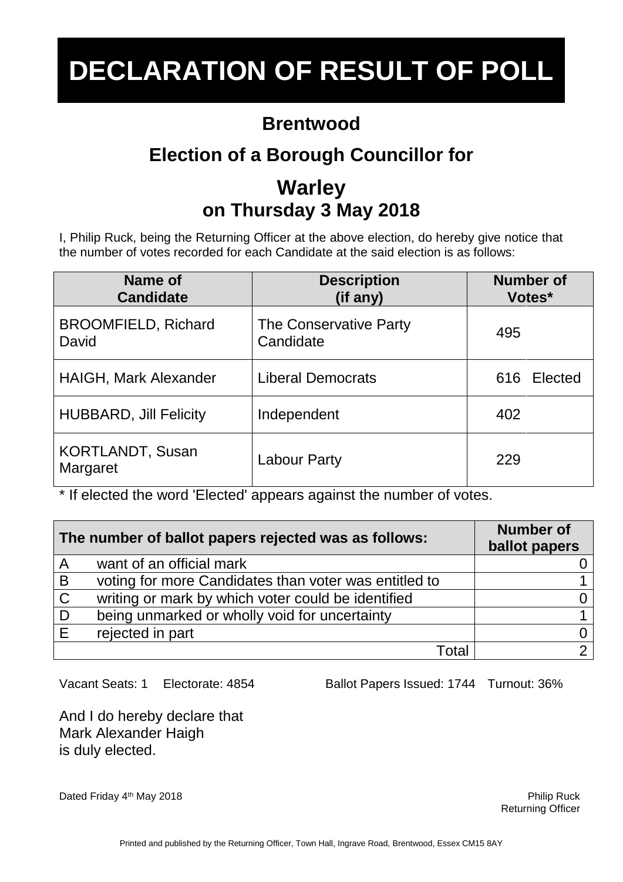# DECLARATION OF RESULT OF POLL

## Brentwood

## Election of a Borough Councillor for

## Warley
## on Thursday 3 May 2018

I, Philip Ruck, being the Returning Officer at the above election, do hereby give notice that the number of votes recorded for each Candidate at the said election is as follows:

| Name of Candidate | Description (if any) | Number of Votes* | |
|---|---|---|---|
| BROOMFIELD, Richard David | The Conservative Party Candidate | 495 | |
| HAIGH, Mark Alexander | Liberal Democrats | 616 | Elected |
| HUBBARD, Jill Felicity | Independent | 402 | |
| KORTLANDT, Susan Margaret | Labour Party | 229 | |

* If elected the word 'Elected' appears against the number of votes.

| The number of ballot papers rejected was as follows: | | Number of ballot papers |
|---|---|---|
| A | want of an official mark | 0 |
| B | voting for more Candidates than voter was entitled to | 1 |
| C | writing or mark by which voter could be identified | 0 |
| D | being unmarked or wholly void for uncertainty | 1 |
| E | rejected in part | 0 |
| | Total | 2 |

Vacant Seats: 1 Electorate: 4854 Ballot Papers Issued: 1744 Turnout: 36%

And I do hereby declare that
Mark Alexander Haigh
is duly elected.

Dated Friday 4th May 2018

Philip Ruck
Returning Officer

Printed and published by the Returning Officer, Town Hall, Ingrave Road, Brentwood, Essex CM15 8AY